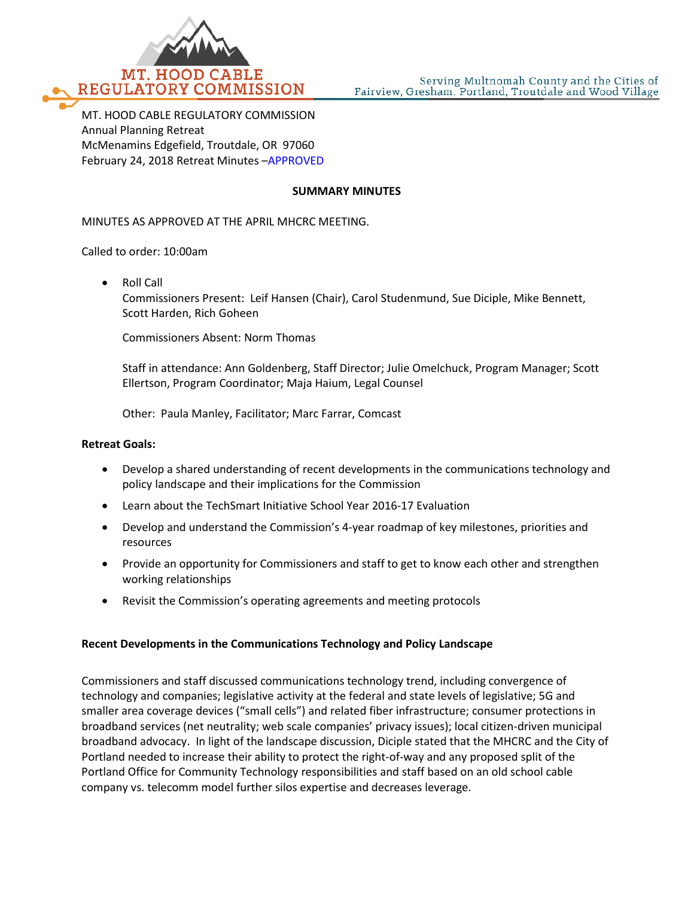MT. HOOD CABLE REGULATORY COMMISSION

Serving Multnomah County and the Cities of Fairview, Gresham, Portland, Troutdale and Wood Village

MT. HOOD CABLE REGULATORY COMMISSION
Annual Planning Retreat
McMenamins Edgefield, Troutdale, OR 97060
February 24, 2018 Retreat Minutes –APPROVED

**SUMMARY MINUTES**

MINUTES AS APPROVED AT THE APRIL MHCRC MEETING.

Called to order: 10:00am

- Roll Call
  Commissioners Present: Leif Hansen (Chair), Carol Studenmund, Sue Diciple, Mike Bennett, Scott Harden, Rich Goheen

  Commissioners Absent: Norm Thomas

  Staff in attendance: Ann Goldenberg, Staff Director; Julie Omelchuck, Program Manager; Scott Ellertson, Program Coordinator; Maja Haium, Legal Counsel

  Other: Paula Manley, Facilitator; Marc Farrar, Comcast

**Retreat Goals:**

- Develop a shared understanding of recent developments in the communications technology and policy landscape and their implications for the Commission
- Learn about the TechSmart Initiative School Year 2016-17 Evaluation
- Develop and understand the Commission's 4-year roadmap of key milestones, priorities and resources
- Provide an opportunity for Commissioners and staff to get to know each other and strengthen working relationships
- Revisit the Commission's operating agreements and meeting protocols

**Recent Developments in the Communications Technology and Policy Landscape**

Commissioners and staff discussed communications technology trend, including convergence of technology and companies; legislative activity at the federal and state levels of legislative; 5G and smaller area coverage devices ("small cells") and related fiber infrastructure; consumer protections in broadband services (net neutrality; web scale companies' privacy issues); local citizen-driven municipal broadband advocacy. In light of the landscape discussion, Diciple stated that the MHCRC and the City of Portland needed to increase their ability to protect the right-of-way and any proposed split of the Portland Office for Community Technology responsibilities and staff based on an old school cable company vs. telecomm model further silos expertise and decreases leverage.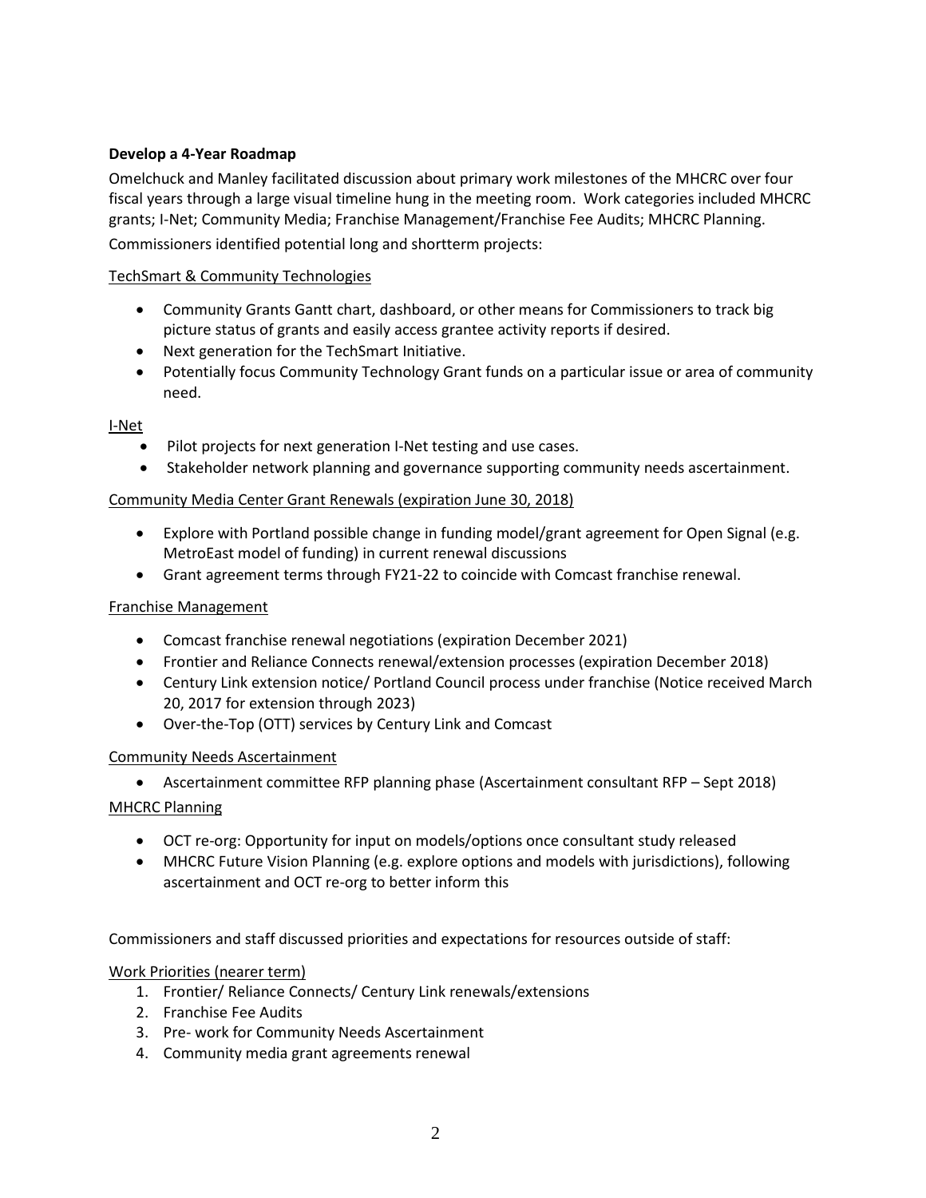**Develop a 4-Year Roadmap**

Omelchuck and Manley facilitated discussion about primary work milestones of the MHCRC over four fiscal years through a large visual timeline hung in the meeting room. Work categories included MHCRC grants; I-Net; Community Media; Franchise Management/Franchise Fee Audits; MHCRC Planning.

Commissioners identified potential long and shortterm projects:

<u>TechSmart & Community Technologies</u>

- Community Grants Gantt chart, dashboard, or other means for Commissioners to track big picture status of grants and easily access grantee activity reports if desired.
- Next generation for the TechSmart Initiative.
- Potentially focus Community Technology Grant funds on a particular issue or area of community need.

<u>I-Net</u>

- Pilot projects for next generation I-Net testing and use cases.
- Stakeholder network planning and governance supporting community needs ascertainment.

<u>Community Media Center Grant Renewals (expiration June 30, 2018)</u>

- Explore with Portland possible change in funding model/grant agreement for Open Signal (e.g. MetroEast model of funding) in current renewal discussions
- Grant agreement terms through FY21-22 to coincide with Comcast franchise renewal.

<u>Franchise Management</u>

- Comcast franchise renewal negotiations (expiration December 2021)
- Frontier and Reliance Connects renewal/extension processes (expiration December 2018)
- Century Link extension notice/ Portland Council process under franchise (Notice received March 20, 2017 for extension through 2023)
- Over-the-Top (OTT) services by Century Link and Comcast

<u>Community Needs Ascertainment</u>

- Ascertainment committee RFP planning phase (Ascertainment consultant RFP – Sept 2018)

<u>MHCRC Planning</u>

- OCT re-org: Opportunity for input on models/options once consultant study released
- MHCRC Future Vision Planning (e.g. explore options and models with jurisdictions), following ascertainment and OCT re-org to better inform this

Commissioners and staff discussed priorities and expectations for resources outside of staff:

<u>Work Priorities (nearer term)</u>

1. Frontier/ Reliance Connects/ Century Link renewals/extensions
2. Franchise Fee Audits
3. Pre- work for Community Needs Ascertainment
4. Community media grant agreements renewal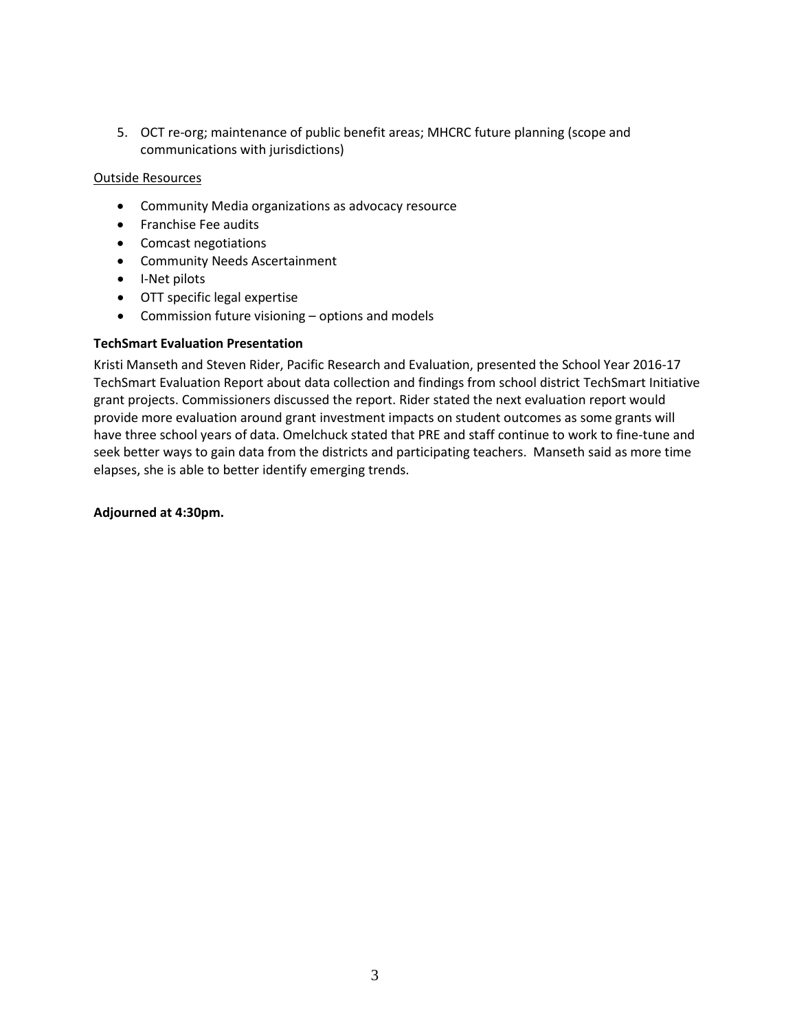5. OCT re-org; maintenance of public benefit areas; MHCRC future planning (scope and communications with jurisdictions)

Outside Resources

- Community Media organizations as advocacy resource
- Franchise Fee audits
- Comcast negotiations
- Community Needs Ascertainment
- I-Net pilots
- OTT specific legal expertise
- Commission future visioning – options and models

**TechSmart Evaluation Presentation**

Kristi Manseth and Steven Rider, Pacific Research and Evaluation, presented the School Year 2016-17 TechSmart Evaluation Report about data collection and findings from school district TechSmart Initiative grant projects. Commissioners discussed the report. Rider stated the next evaluation report would provide more evaluation around grant investment impacts on student outcomes as some grants will have three school years of data. Omelchuck stated that PRE and staff continue to work to fine-tune and seek better ways to gain data from the districts and participating teachers. Manseth said as more time elapses, she is able to better identify emerging trends.

**Adjourned at 4:30pm.**